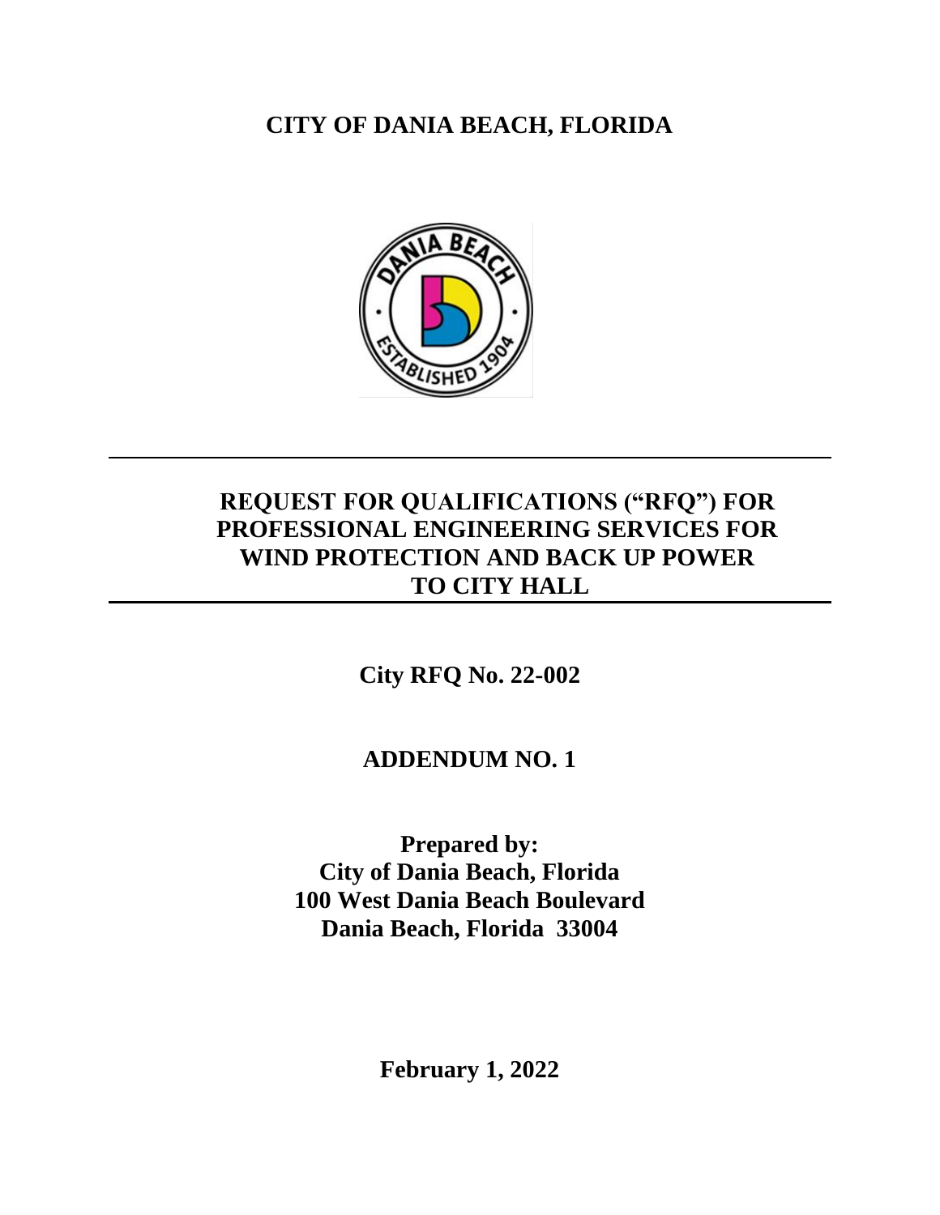# CITY OF DANIA BEACH, FLORIDA

---

## REQUEST FOR QUALIFICATIONS ("RFQ") FOR PROFESSIONAL ENGINEERING SERVICES FOR WIND PROTECTION AND BACK UP POWER TO CITY HALL

---

**City RFQ No. 22-002**

**ADDENDUM NO. 1**

**Prepared by:**
**City of Dania Beach, Florida**
**100 West Dania Beach Boulevard**
**Dania Beach, Florida 33004**

**February 1, 2022**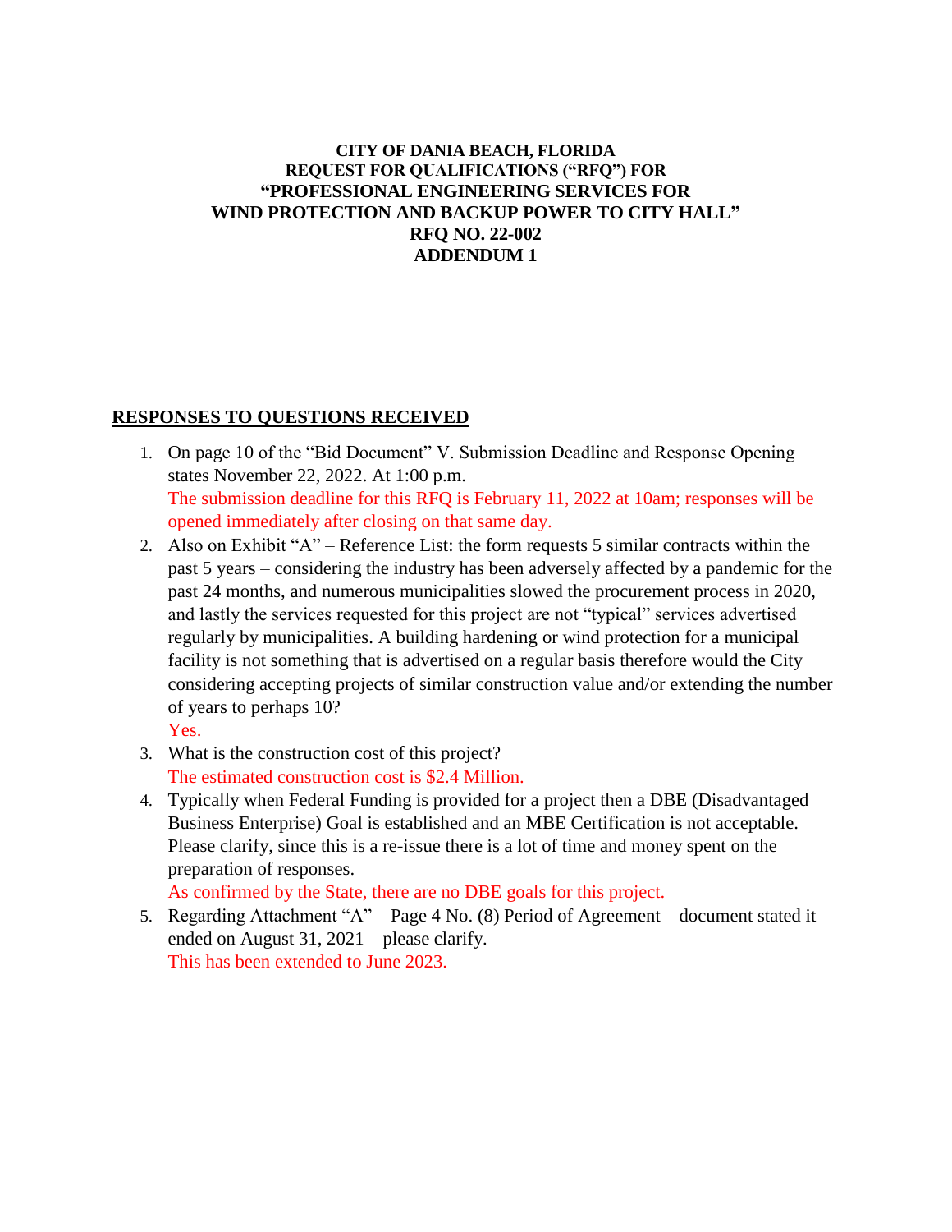**CITY OF DANIA BEACH, FLORIDA**
**REQUEST FOR QUALIFICATIONS ("RFQ") FOR**
**"PROFESSIONAL ENGINEERING SERVICES FOR**
**WIND PROTECTION AND BACKUP POWER TO CITY HALL"**
**RFQ NO. 22-002**
**ADDENDUM 1**

## RESPONSES TO QUESTIONS RECEIVED

1. On page 10 of the "Bid Document" V. Submission Deadline and Response Opening states November 22, 2022. At 1:00 p.m.
   The submission deadline for this RFQ is February 11, 2022 at 10am; responses will be opened immediately after closing on that same day.
2. Also on Exhibit "A" – Reference List: the form requests 5 similar contracts within the past 5 years – considering the industry has been adversely affected by a pandemic for the past 24 months, and numerous municipalities slowed the procurement process in 2020, and lastly the services requested for this project are not "typical" services advertised regularly by municipalities. A building hardening or wind protection for a municipal facility is not something that is advertised on a regular basis therefore would the City considering accepting projects of similar construction value and/or extending the number of years to perhaps 10?
   Yes.
3. What is the construction cost of this project?
   The estimated construction cost is $2.4 Million.
4. Typically when Federal Funding is provided for a project then a DBE (Disadvantaged Business Enterprise) Goal is established and an MBE Certification is not acceptable. Please clarify, since this is a re-issue there is a lot of time and money spent on the preparation of responses.
   As confirmed by the State, there are no DBE goals for this project.
5. Regarding Attachment "A" – Page 4 No. (8) Period of Agreement – document stated it ended on August 31, 2021 – please clarify.
   This has been extended to June 2023.